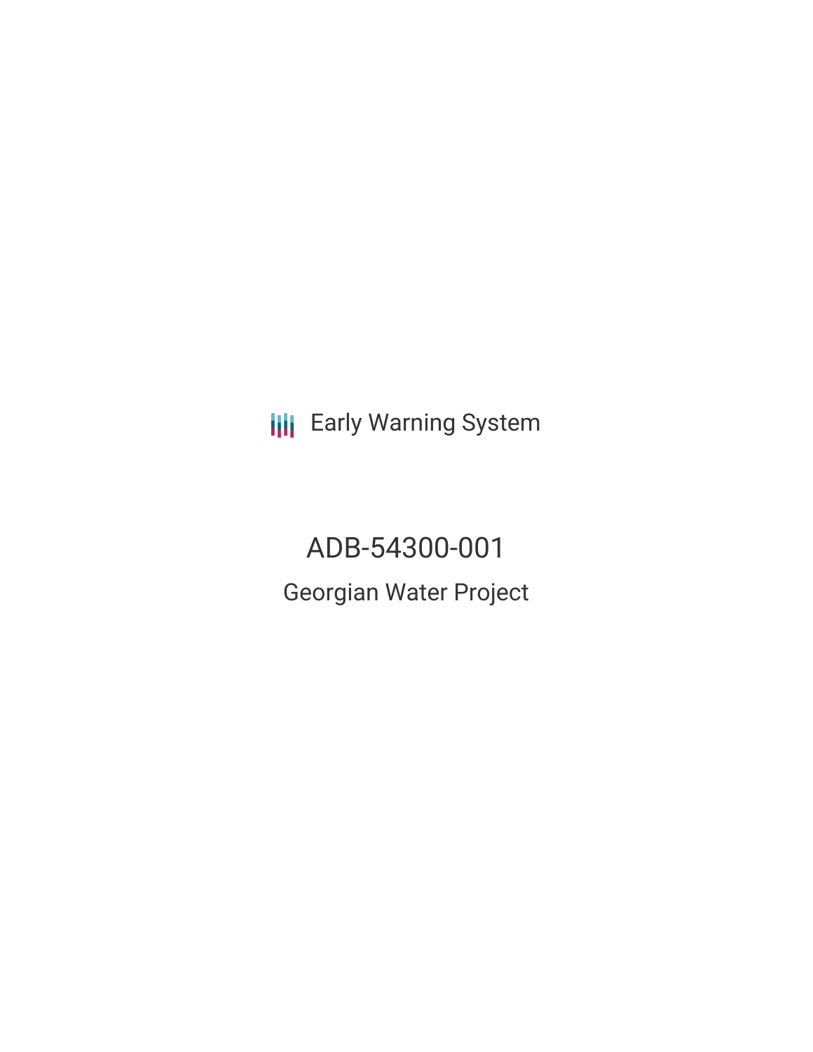Early Warning System

# ADB-54300-001

## Georgian Water Project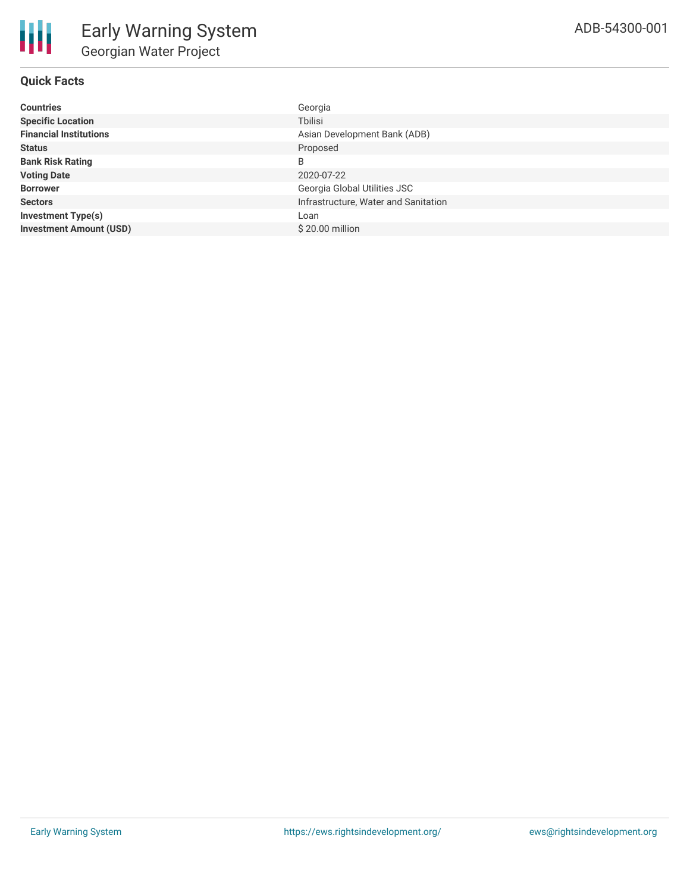# Early Warning System

## Georgian Water Project

ADB-54300-001

### Quick Facts

| | |
|---|---|
| **Countries** | Georgia |
| **Specific Location** | Tbilisi |
| **Financial Institutions** | Asian Development Bank (ADB) |
| **Status** | Proposed |
| **Bank Risk Rating** | B |
| **Voting Date** | 2020-07-22 |
| **Borrower** | Georgia Global Utilities JSC |
| **Sectors** | Infrastructure, Water and Sanitation |
| **Investment Type(s)** | Loan |
| **Investment Amount (USD)** | $ 20.00 million |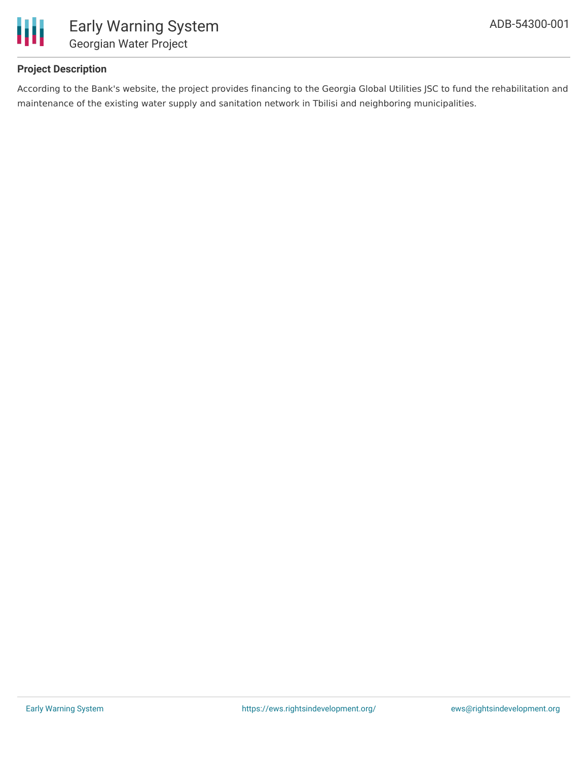### Project Description

According to the Bank's website, the project provides financing to the Georgia Global Utilities JSC to fund the rehabilitation and maintenance of the existing water supply and sanitation network in Tbilisi and neighboring municipalities.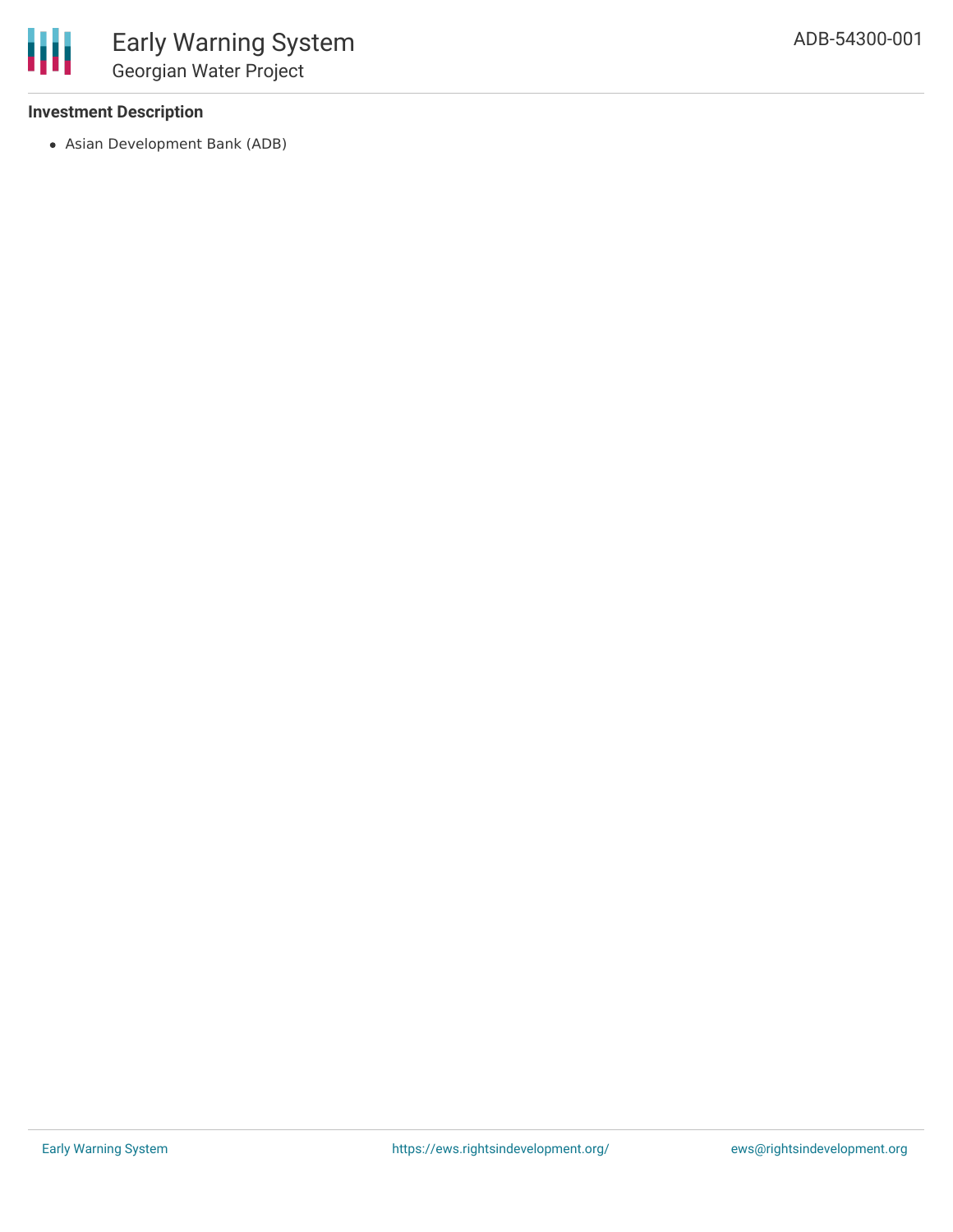### Investment Description

- Asian Development Bank (ADB)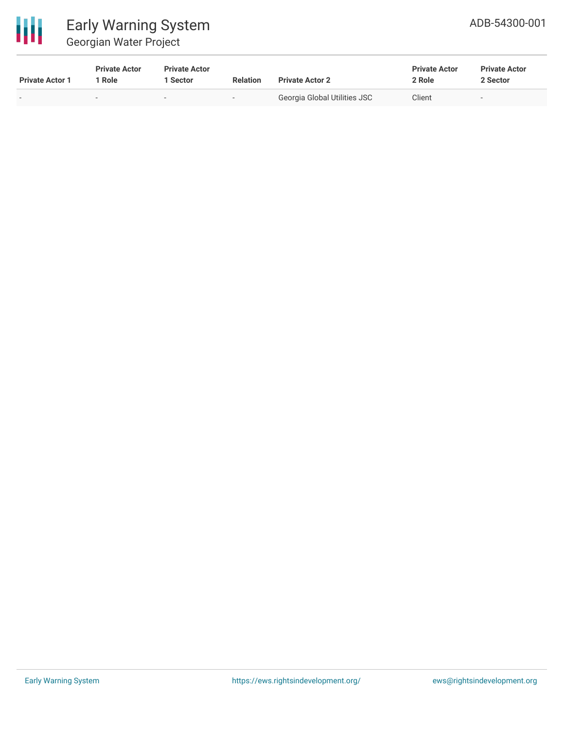| Private Actor 1 | Private Actor 1 Role | Private Actor 1 Sector | Relation | Private Actor 2 | Private Actor 2 Role | Private Actor 2 Sector |
|---|---|---|---|---|---|---|
| - | - | - | - | Georgia Global Utilities JSC | Client | - |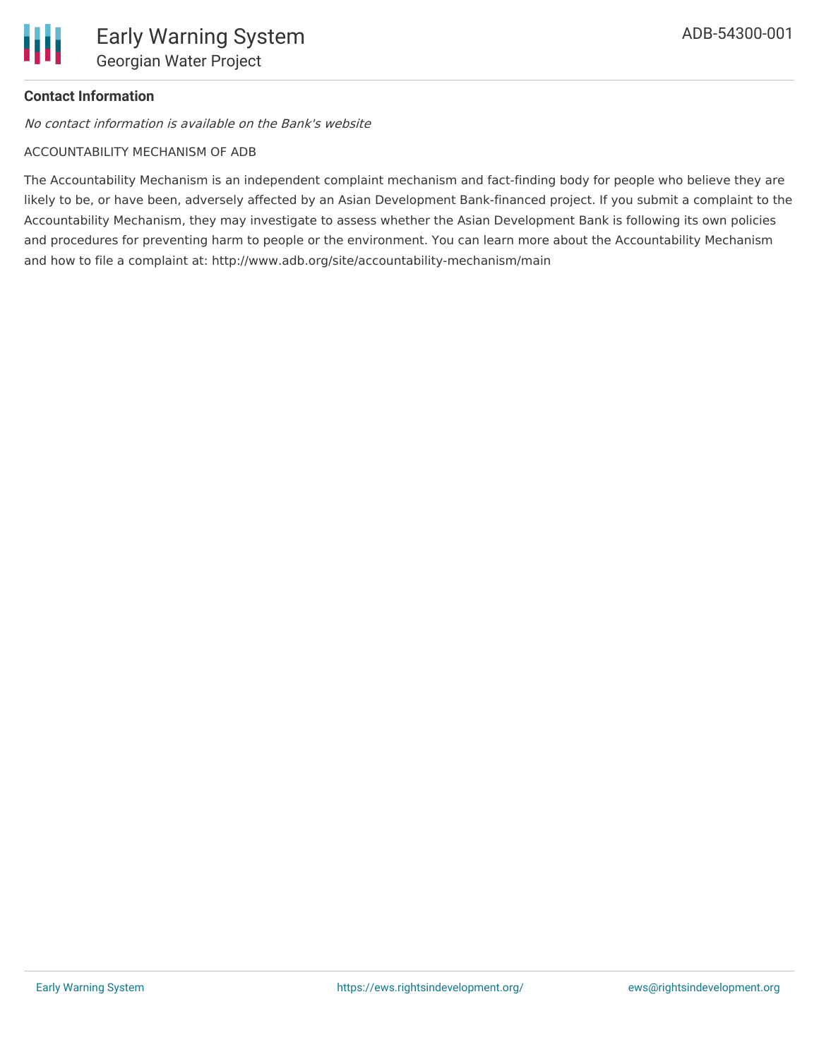**Contact Information**

*No contact information is available on the Bank's website*

ACCOUNTABILITY MECHANISM OF ADB

The Accountability Mechanism is an independent complaint mechanism and fact-finding body for people who believe they are likely to be, or have been, adversely affected by an Asian Development Bank-financed project. If you submit a complaint to the Accountability Mechanism, they may investigate to assess whether the Asian Development Bank is following its own policies and procedures for preventing harm to people or the environment. You can learn more about the Accountability Mechanism and how to file a complaint at: http://www.adb.org/site/accountability-mechanism/main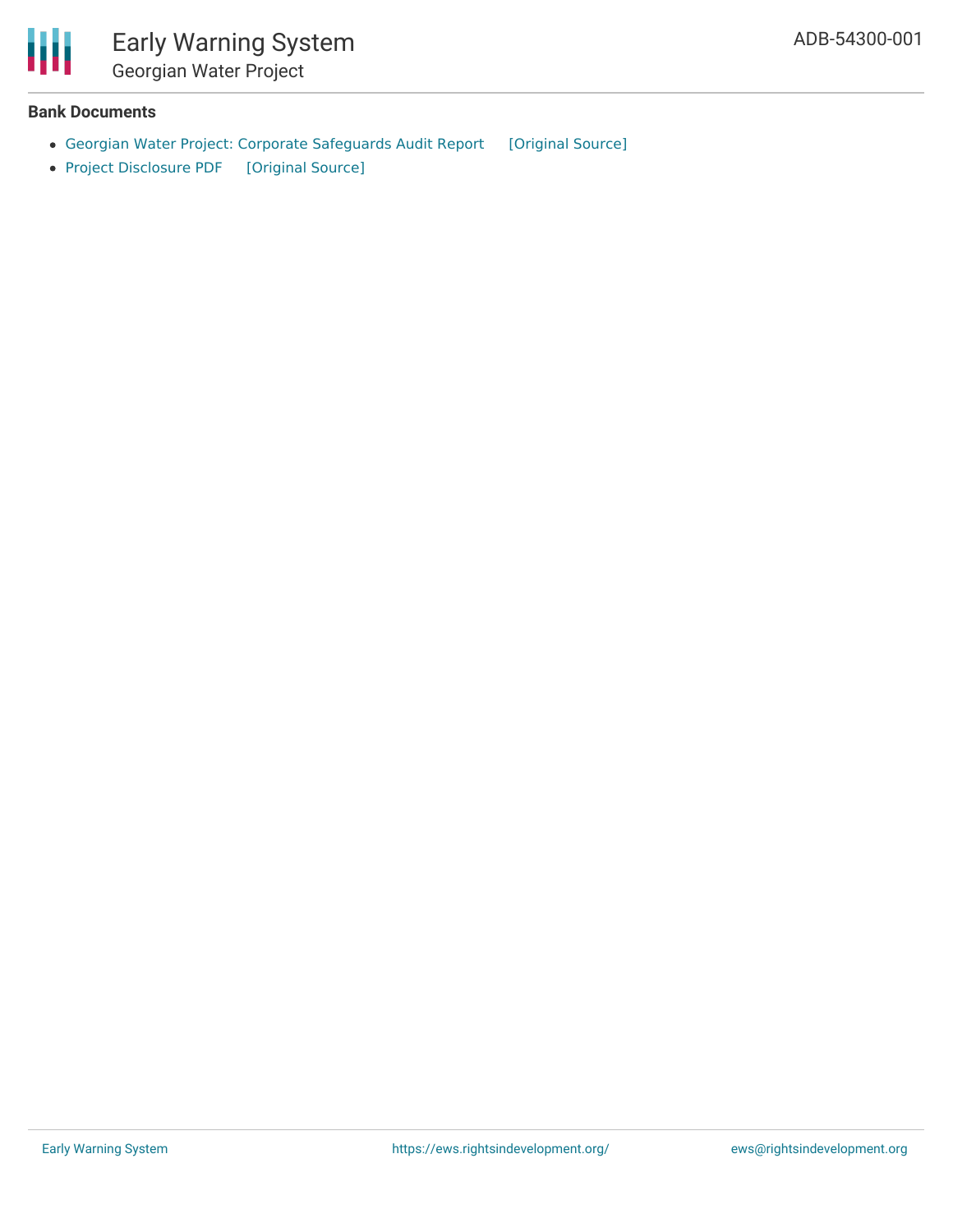**Bank Documents**

- Georgian Water Project: Corporate Safeguards Audit Report [Original Source]
- Project Disclosure PDF [Original Source]